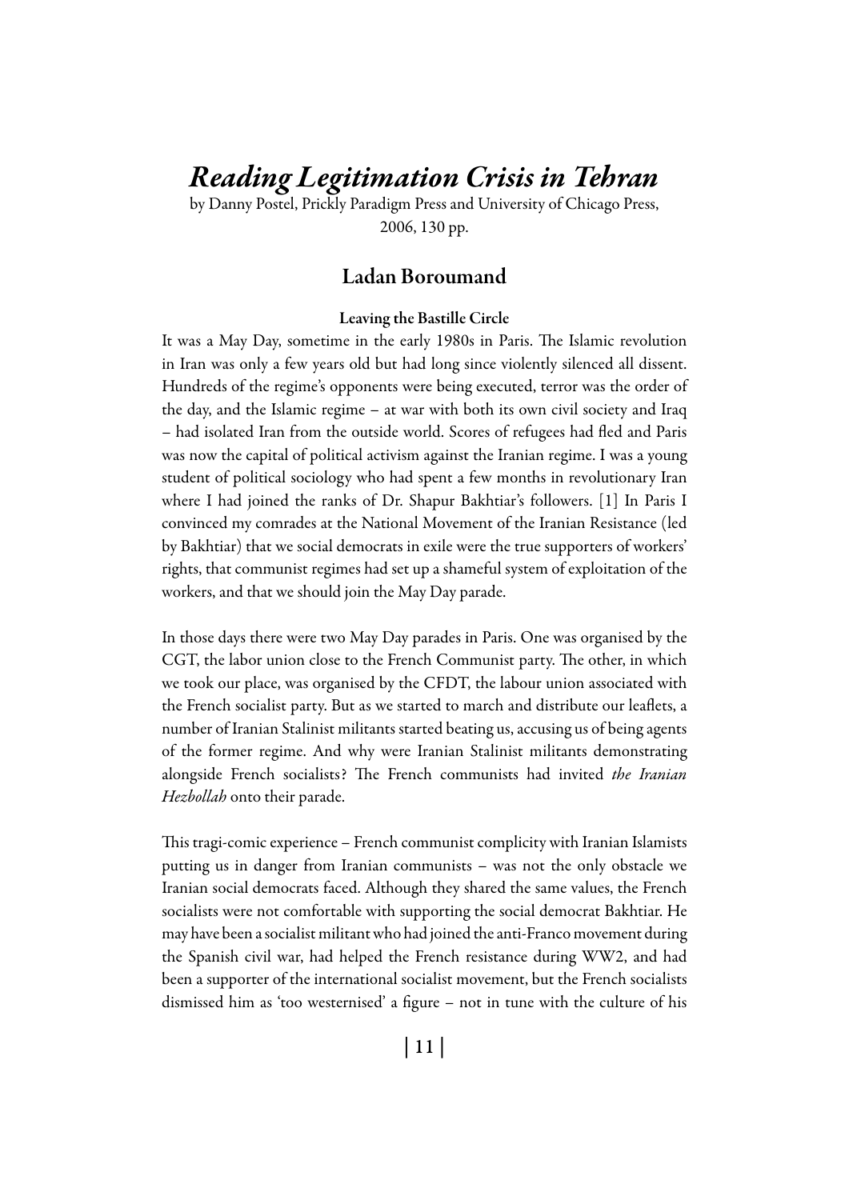# *Reading Legitimation Crisis in Tehran*

by Danny Postel, Prickly Paradigm Press and University of Chicago Press, 2006, 130 pp.

## Ladan Boroumand

### Leaving the Bastille Circle

It was a May Day, sometime in the early 1980s in Paris. The Islamic revolution in Iran was only a few years old but had long since violently silenced all dissent. Hundreds of the regime's opponents were being executed, terror was the order of the day, and the Islamic regime – at war with both its own civil society and Iraq – had isolated Iran from the outside world. Scores of refugees had fled and Paris was now the capital of political activism against the Iranian regime. I was a young student of political sociology who had spent a few months in revolutionary Iran where I had joined the ranks of Dr. Shapur Bakhtiar's followers. [1] In Paris I convinced my comrades at the National Movement of the Iranian Resistance (led by Bakhtiar) that we social democrats in exile were the true supporters of workers' rights, that communist regimes had set up a shameful system of exploitation of the workers, and that we should join the May Day parade.

In those days there were two May Day parades in Paris. One was organised by the CGT, the labor union close to the French Communist party. The other, in which we took our place, was organised by the CFDT, the labour union associated with the French socialist party. But as we started to march and distribute our leaflets, a number of Iranian Stalinist militants started beating us, accusing us of being agents of the former regime. And why were Iranian Stalinist militants demonstrating alongside French socialists? The French communists had invited *the Iranian Hezbollah* onto their parade.

This tragi-comic experience – French communist complicity with Iranian Islamists putting us in danger from Iranian communists – was not the only obstacle we Iranian social democrats faced. Although they shared the same values, the French socialists were not comfortable with supporting the social democrat Bakhtiar. He may have been a socialist militant who had joined the anti-Franco movement during the Spanish civil war, had helped the French resistance during WW2, and had been a supporter of the international socialist movement, but the French socialists dismissed him as 'too westernised' a figure – not in tune with the culture of his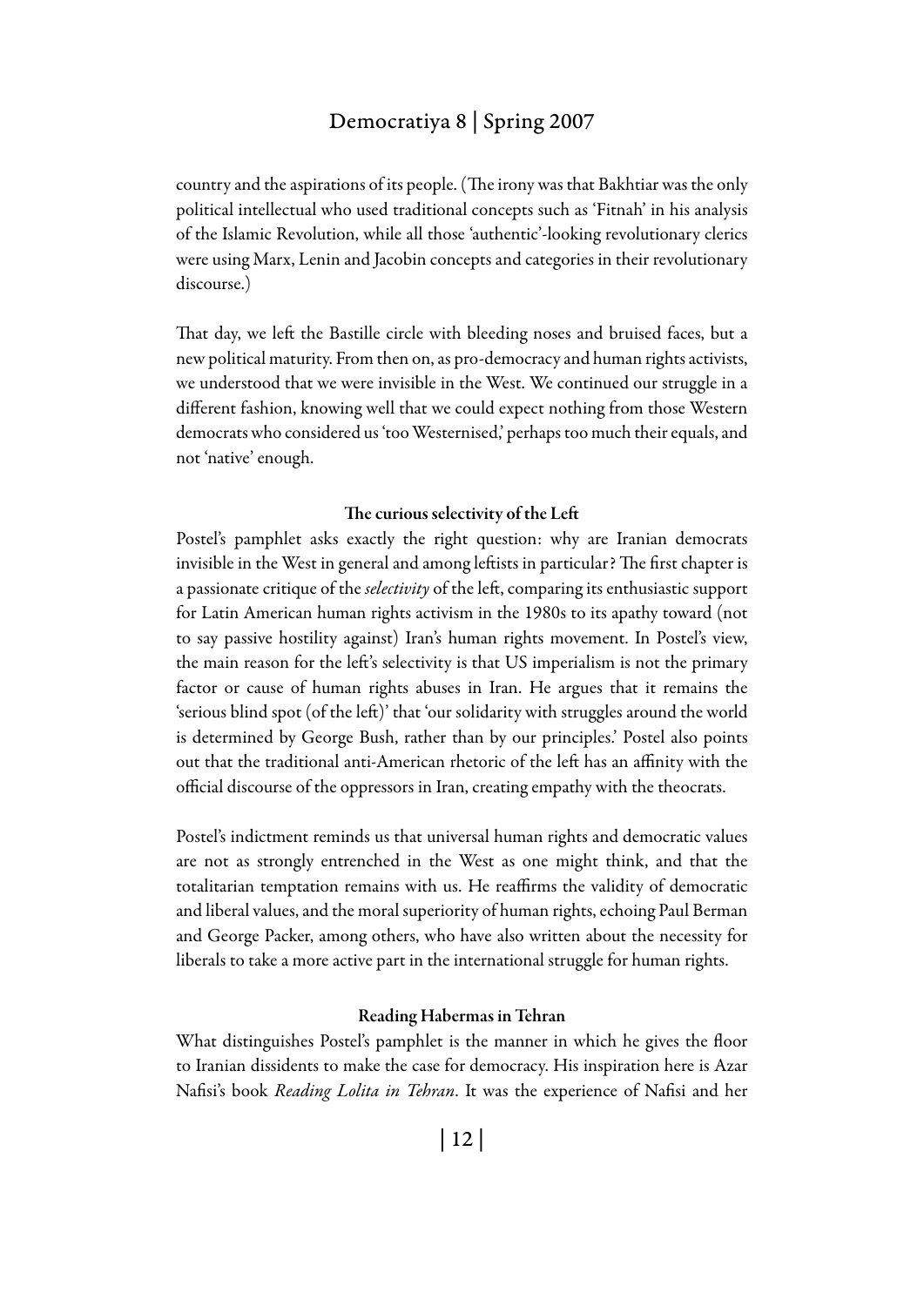country and the aspirations of its people. (The irony was that Bakhtiar was the only political intellectual who used traditional concepts such as 'Fitnah' in his analysis of the Islamic Revolution, while all those 'authentic'-looking revolutionary clerics were using Marx, Lenin and Jacobin concepts and categories in their revolutionary discourse.)

That day, we left the Bastille circle with bleeding noses and bruised faces, but a new political maturity. From then on, as pro-democracy and human rights activists, we understood that we were invisible in the West. We continued our struggle in a different fashion, knowing well that we could expect nothing from those Western democrats who considered us 'too Westernised,' perhaps too much their equals, and not 'native' enough.

### The curious selectivity of the Left

Postel's pamphlet asks exactly the right question: why are Iranian democrats invisible in the West in general and among leftists in particular? The first chapter is a passionate critique of the *selectivity* of the left, comparing its enthusiastic support for Latin American human rights activism in the 1980s to its apathy toward (not to say passive hostility against) Iran's human rights movement. In Postel's view, the main reason for the left's selectivity is that US imperialism is not the primary factor or cause of human rights abuses in Iran. He argues that it remains the 'serious blind spot (of the left)' that 'our solidarity with struggles around the world is determined by George Bush, rather than by our principles.' Postel also points out that the traditional anti-American rhetoric of the left has an affinity with the official discourse of the oppressors in Iran, creating empathy with the theocrats.

Postel's indictment reminds us that universal human rights and democratic values are not as strongly entrenched in the West as one might think, and that the totalitarian temptation remains with us. He reaffirms the validity of democratic and liberal values, and the moral superiority of human rights, echoing Paul Berman and George Packer, among others, who have also written about the necessity for liberals to take a more active part in the international struggle for human rights.

### Reading Habermas in Tehran

What distinguishes Postel's pamphlet is the manner in which he gives the floor to Iranian dissidents to make the case for democracy. His inspiration here is Azar Nafisi's book *Reading Lolita in Tehran*. It was the experience of Nafisi and her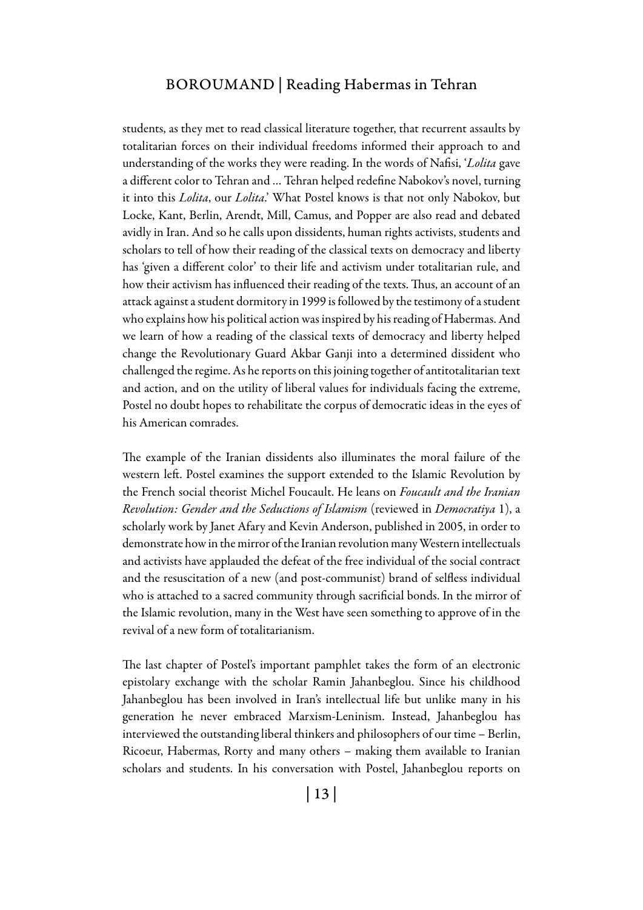students, as they met to read classical literature together, that recurrent assaults by totalitarian forces on their individual freedoms informed their approach to and understanding of the works they were reading. In the words of Nafisi, '*Lolita* gave a different color to Tehran and … Tehran helped redefine Nabokov's novel, turning it into this *Lolita*, our *Lolita*.' What Postel knows is that not only Nabokov, but Locke, Kant, Berlin, Arendt, Mill, Camus, and Popper are also read and debated avidly in Iran. And so he calls upon dissidents, human rights activists, students and scholars to tell of how their reading of the classical texts on democracy and liberty has 'given a different color' to their life and activism under totalitarian rule, and how their activism has influenced their reading of the texts. Thus, an account of an attack against a student dormitory in 1999 is followed by the testimony of a student who explains how his political action was inspired by his reading of Habermas. And we learn of how a reading of the classical texts of democracy and liberty helped change the Revolutionary Guard Akbar Ganji into a determined dissident who challenged the regime. As he reports on this joining together of antitotalitarian text and action, and on the utility of liberal values for individuals facing the extreme, Postel no doubt hopes to rehabilitate the corpus of democratic ideas in the eyes of his American comrades.

The example of the Iranian dissidents also illuminates the moral failure of the western left. Postel examines the support extended to the Islamic Revolution by the French social theorist Michel Foucault. He leans on *Foucault and the Iranian Revolution: Gender and the Seductions of Islamism* (reviewed in *Democratiya* 1), a scholarly work by Janet Afary and Kevin Anderson, published in 2005, in order to demonstrate how in the mirror of the Iranian revolution many Western intellectuals and activists have applauded the defeat of the free individual of the social contract and the resuscitation of a new (and post-communist) brand of selfless individual who is attached to a sacred community through sacrificial bonds. In the mirror of the Islamic revolution, many in the West have seen something to approve of in the revival of a new form of totalitarianism.

The last chapter of Postel's important pamphlet takes the form of an electronic epistolary exchange with the scholar Ramin Jahanbeglou. Since his childhood Jahanbeglou has been involved in Iran's intellectual life but unlike many in his generation he never embraced Marxism-Leninism. Instead, Jahanbeglou has interviewed the outstanding liberal thinkers and philosophers of our time – Berlin, Ricoeur, Habermas, Rorty and many others – making them available to Iranian scholars and students. In his conversation with Postel, Jahanbeglou reports on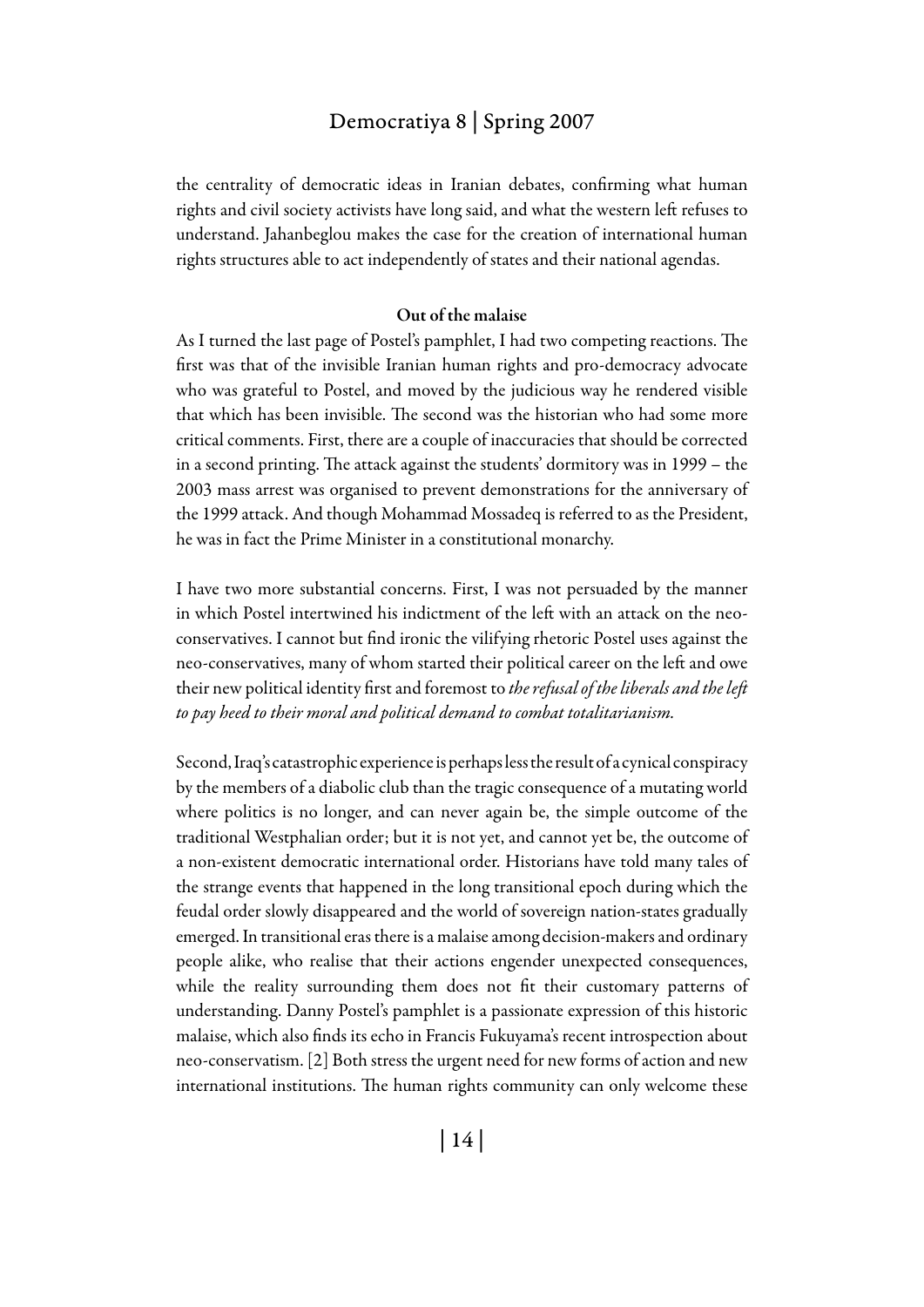the centrality of democratic ideas in Iranian debates, confirming what human rights and civil society activists have long said, and what the western left refuses to understand. Jahanbeglou makes the case for the creation of international human rights structures able to act independently of states and their national agendas.

### Out of the malaise

As I turned the last page of Postel's pamphlet, I had two competing reactions. The first was that of the invisible Iranian human rights and pro-democracy advocate who was grateful to Postel, and moved by the judicious way he rendered visible that which has been invisible. The second was the historian who had some more critical comments. First, there are a couple of inaccuracies that should be corrected in a second printing. The attack against the students' dormitory was in 1999 – the 2003 mass arrest was organised to prevent demonstrations for the anniversary of the 1999 attack. And though Mohammad Mossadeq is referred to as the President, he was in fact the Prime Minister in a constitutional monarchy.

I have two more substantial concerns. First, I was not persuaded by the manner in which Postel intertwined his indictment of the left with an attack on the neo-conservatives. I cannot but find ironic the vilifying rhetoric Postel uses against the neo-conservatives, many of whom started their political career on the left and owe their new political identity first and foremost to *the refusal of the liberals and the left to pay heed to their moral and political demand to combat totalitarianism.*

Second, Iraq's catastrophic experience is perhaps less the result of a cynical conspiracy by the members of a diabolic club than the tragic consequence of a mutating world where politics is no longer, and can never again be, the simple outcome of the traditional Westphalian order; but it is not yet, and cannot yet be, the outcome of a non-existent democratic international order. Historians have told many tales of the strange events that happened in the long transitional epoch during which the feudal order slowly disappeared and the world of sovereign nation-states gradually emerged. In transitional eras there is a malaise among decision-makers and ordinary people alike, who realise that their actions engender unexpected consequences, while the reality surrounding them does not fit their customary patterns of understanding. Danny Postel's pamphlet is a passionate expression of this historic malaise, which also finds its echo in Francis Fukuyama's recent introspection about neo-conservatism. [2] Both stress the urgent need for new forms of action and new international institutions. The human rights community can only welcome these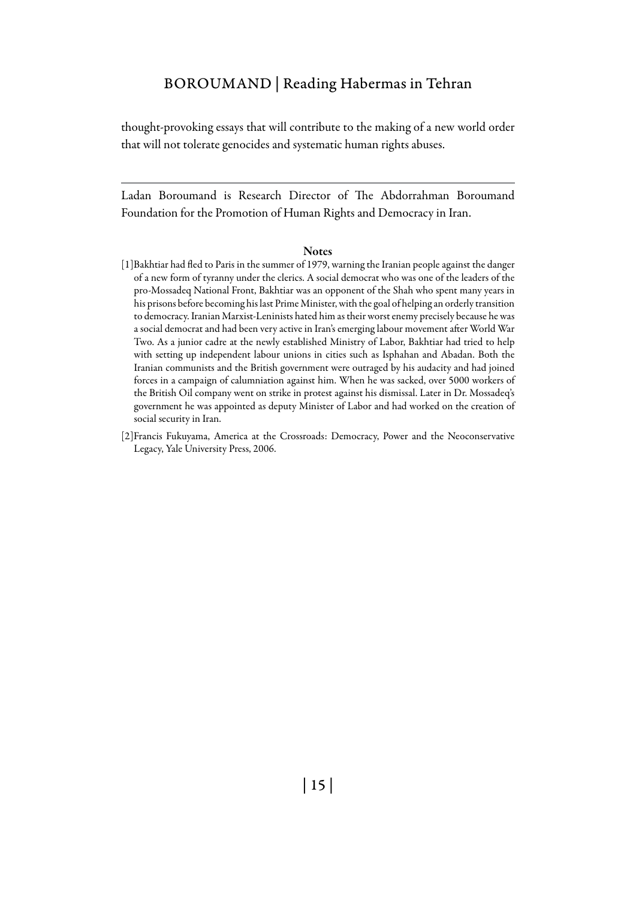thought-provoking essays that will contribute to the making of a new world order that will not tolerate genocides and systematic human rights abuses.

---

Ladan Boroumand is Research Director of The Abdorrahman Boroumand Foundation for the Promotion of Human Rights and Democracy in Iran.

## Notes

[1]Bakhtiar had fled to Paris in the summer of 1979, warning the Iranian people against the danger of a new form of tyranny under the clerics. A social democrat who was one of the leaders of the pro-Mossadeq National Front, Bakhtiar was an opponent of the Shah who spent many years in his prisons before becoming his last Prime Minister, with the goal of helping an orderly transition to democracy. Iranian Marxist-Leninists hated him as their worst enemy precisely because he was a social democrat and had been very active in Iran's emerging labour movement after World War Two. As a junior cadre at the newly established Ministry of Labor, Bakhtiar had tried to help with setting up independent labour unions in cities such as Isphahan and Abadan. Both the Iranian communists and the British government were outraged by his audacity and had joined forces in a campaign of calumniation against him. When he was sacked, over 5000 workers of the British Oil company went on strike in protest against his dismissal. Later in Dr. Mossadeq's government he was appointed as deputy Minister of Labor and had worked on the creation of social security in Iran.

[2]Francis Fukuyama, America at the Crossroads: Democracy, Power and the Neoconservative Legacy, Yale University Press, 2006.